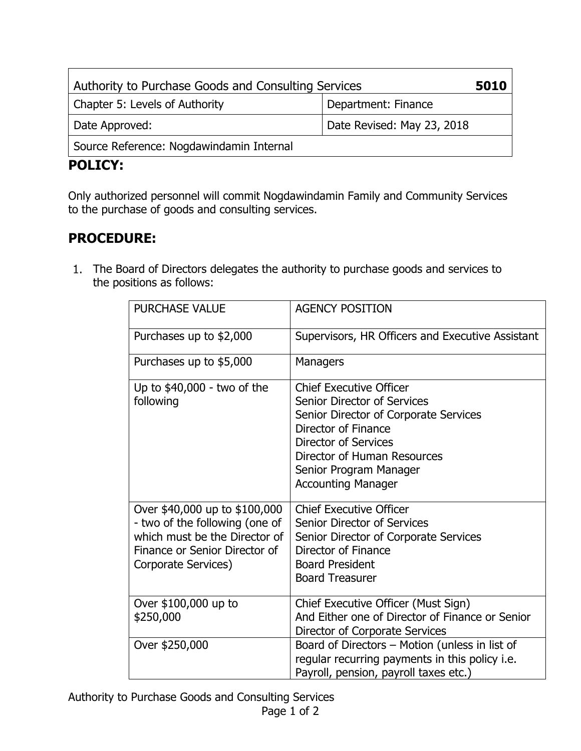| Authority to Purchase Goods and Consulting Services | **5010** |
|---|---|
| Chapter 5: Levels of Authority | Department: Finance |
| Date Approved: | Date Revised: May 23, 2018 |
| Source Reference: Nogdawindamin Internal | |

## POLICY:

Only authorized personnel will commit Nogdawindamin Family and Community Services to the purchase of goods and consulting services.

## PROCEDURE:

1. The Board of Directors delegates the authority to purchase goods and services to the positions as follows:

| PURCHASE VALUE | AGENCY POSITION |
|---|---|
| Purchases up to $2,000 | Supervisors, HR Officers and Executive Assistant |
| Purchases up to $5,000 | Managers |
| Up to $40,000 - two of the following | Chief Executive Officer<br>Senior Director of Services<br>Senior Director of Corporate Services<br>Director of Finance<br>Director of Services<br>Director of Human Resources<br>Senior Program Manager<br>Accounting Manager |
| Over $40,000 up to $100,000 - two of the following (one of which must be the Director of Finance or Senior Director of Corporate Services) | Chief Executive Officer<br>Senior Director of Services<br>Senior Director of Corporate Services<br>Director of Finance<br>Board President<br>Board Treasurer |
| Over $100,000 up to $250,000 | Chief Executive Officer (Must Sign)<br>And Either one of Director of Finance or Senior Director of Corporate Services |
| Over $250,000 | Board of Directors – Motion (unless in list of regular recurring payments in this policy i.e. Payroll, pension, payroll taxes etc.) |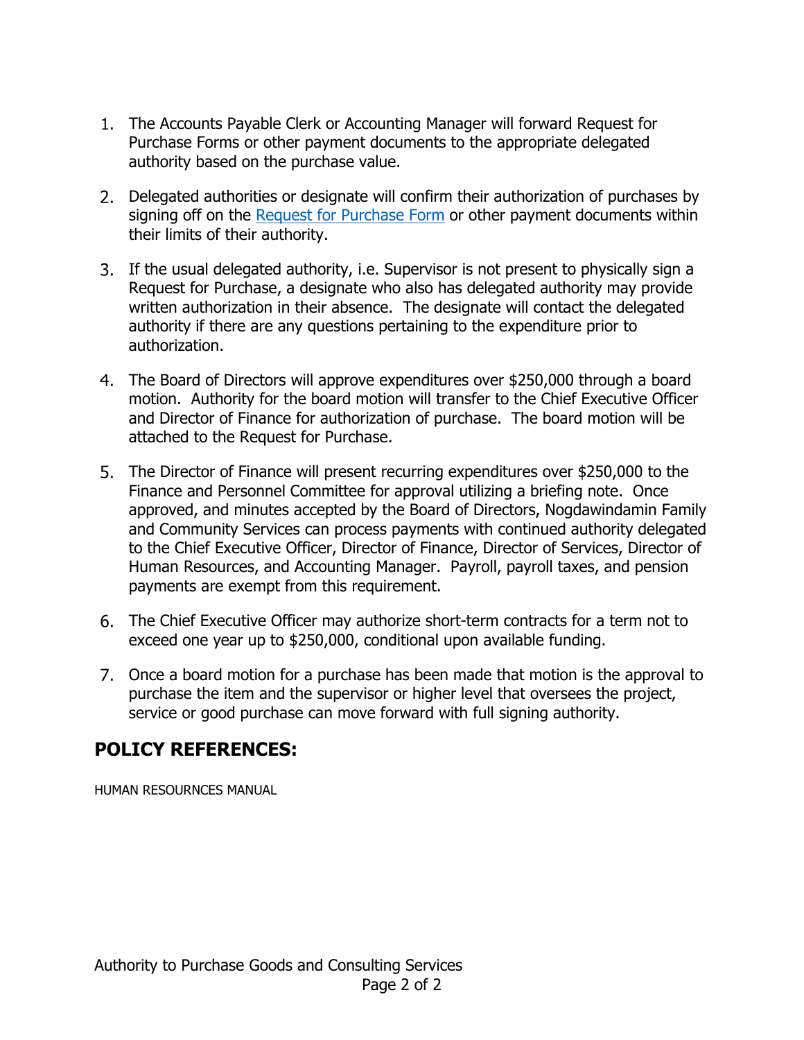1. The Accounts Payable Clerk or Accounting Manager will forward Request for Purchase Forms or other payment documents to the appropriate delegated authority based on the purchase value.

2. Delegated authorities or designate will confirm their authorization of purchases by signing off on the Request for Purchase Form or other payment documents within their limits of their authority.

3. If the usual delegated authority, i.e. Supervisor is not present to physically sign a Request for Purchase, a designate who also has delegated authority may provide written authorization in their absence. The designate will contact the delegated authority if there are any questions pertaining to the expenditure prior to authorization.

4. The Board of Directors will approve expenditures over $250,000 through a board motion. Authority for the board motion will transfer to the Chief Executive Officer and Director of Finance for authorization of purchase. The board motion will be attached to the Request for Purchase.

5. The Director of Finance will present recurring expenditures over $250,000 to the Finance and Personnel Committee for approval utilizing a briefing note. Once approved, and minutes accepted by the Board of Directors, Nogdawindamin Family and Community Services can process payments with continued authority delegated to the Chief Executive Officer, Director of Finance, Director of Services, Director of Human Resources, and Accounting Manager. Payroll, payroll taxes, and pension payments are exempt from this requirement.

6. The Chief Executive Officer may authorize short-term contracts for a term not to exceed one year up to $250,000, conditional upon available funding.

7. Once a board motion for a purchase has been made that motion is the approval to purchase the item and the supervisor or higher level that oversees the project, service or good purchase can move forward with full signing authority.

## POLICY REFERENCES:

HUMAN RESOURNCES MANUAL